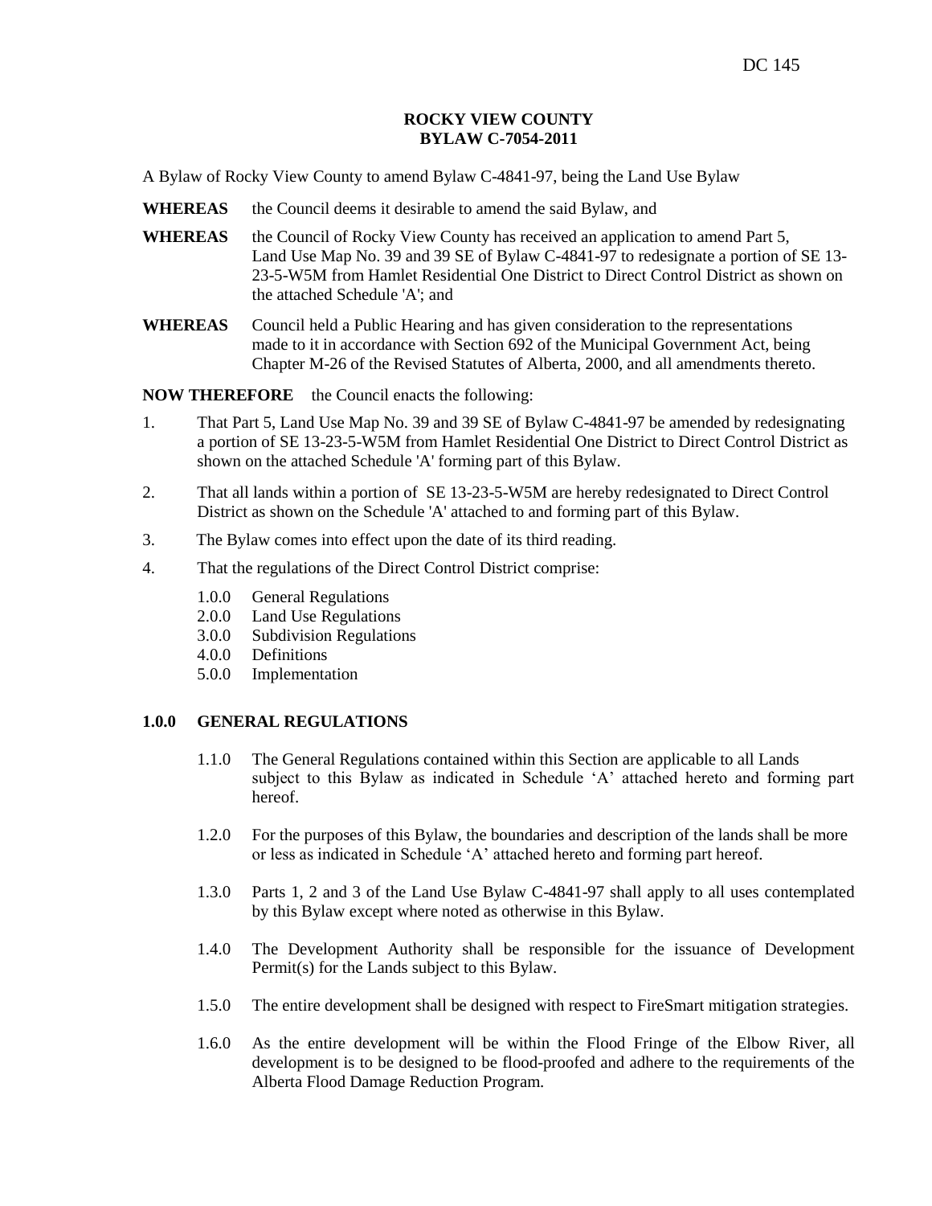DC 145

# ROCKY VIEW COUNTY
# BYLAW C-7054-2011

A Bylaw of Rocky View County to amend Bylaw C-4841-97, being the Land Use Bylaw

**WHEREAS** the Council deems it desirable to amend the said Bylaw, and

**WHEREAS** the Council of Rocky View County has received an application to amend Part 5, Land Use Map No. 39 and 39 SE of Bylaw C-4841-97 to redesignate a portion of SE 13-23-5-W5M from Hamlet Residential One District to Direct Control District as shown on the attached Schedule 'A'; and

**WHEREAS** Council held a Public Hearing and has given consideration to the representations made to it in accordance with Section 692 of the Municipal Government Act, being Chapter M-26 of the Revised Statutes of Alberta, 2000, and all amendments thereto.

**NOW THEREFORE** the Council enacts the following:

1. That Part 5, Land Use Map No. 39 and 39 SE of Bylaw C-4841-97 be amended by redesignating a portion of SE 13-23-5-W5M from Hamlet Residential One District to Direct Control District as shown on the attached Schedule 'A' forming part of this Bylaw.
2. That all lands within a portion of SE 13-23-5-W5M are hereby redesignated to Direct Control District as shown on the Schedule 'A' attached to and forming part of this Bylaw.
3. The Bylaw comes into effect upon the date of its third reading.
4. That the regulations of the Direct Control District comprise:

   1.0.0 General Regulations
   2.0.0 Land Use Regulations
   3.0.0 Subdivision Regulations
   4.0.0 Definitions
   5.0.0 Implementation

## 1.0.0 GENERAL REGULATIONS

1.1.0 The General Regulations contained within this Section are applicable to all Lands subject to this Bylaw as indicated in Schedule ‘A’ attached hereto and forming part hereof.

1.2.0 For the purposes of this Bylaw, the boundaries and description of the lands shall be more or less as indicated in Schedule ‘A’ attached hereto and forming part hereof.

1.3.0 Parts 1, 2 and 3 of the Land Use Bylaw C-4841-97 shall apply to all uses contemplated by this Bylaw except where noted as otherwise in this Bylaw.

1.4.0 The Development Authority shall be responsible for the issuance of Development Permit(s) for the Lands subject to this Bylaw.

1.5.0 The entire development shall be designed with respect to FireSmart mitigation strategies.

1.6.0 As the entire development will be within the Flood Fringe of the Elbow River, all development is to be designed to be flood-proofed and adhere to the requirements of the Alberta Flood Damage Reduction Program.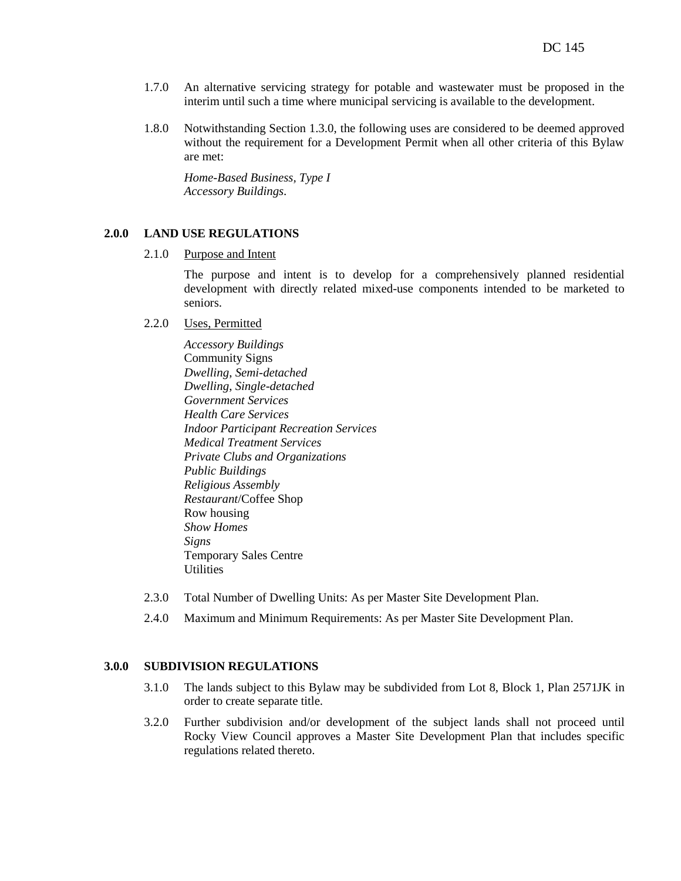1.7.0 An alternative servicing strategy for potable and wastewater must be proposed in the interim until such a time where municipal servicing is available to the development.

1.8.0 Notwithstanding Section 1.3.0, the following uses are considered to be deemed approved without the requirement for a Development Permit when all other criteria of this Bylaw are met:

*Home-Based Business, Type I*
*Accessory Buildings*.

## 2.0.0 LAND USE REGULATIONS

2.1.0 Purpose and Intent

The purpose and intent is to develop for a comprehensively planned residential development with directly related mixed-use components intended to be marketed to seniors.

2.2.0 Uses, Permitted

*Accessory Buildings*
Community Signs
*Dwelling, Semi-detached*
*Dwelling, Single-detached*
*Government Services*
*Health Care Services*
*Indoor Participant Recreation Services*
*Medical Treatment Services*
*Private Clubs and Organizations*
*Public Buildings*
*Religious Assembly*
*Restaurant*/Coffee Shop
Row housing
*Show Homes*
*Signs*
Temporary Sales Centre
Utilities

2.3.0 Total Number of Dwelling Units: As per Master Site Development Plan.

2.4.0 Maximum and Minimum Requirements: As per Master Site Development Plan.

## 3.0.0 SUBDIVISION REGULATIONS

3.1.0 The lands subject to this Bylaw may be subdivided from Lot 8, Block 1, Plan 2571JK in order to create separate title.

3.2.0 Further subdivision and/or development of the subject lands shall not proceed until Rocky View Council approves a Master Site Development Plan that includes specific regulations related thereto.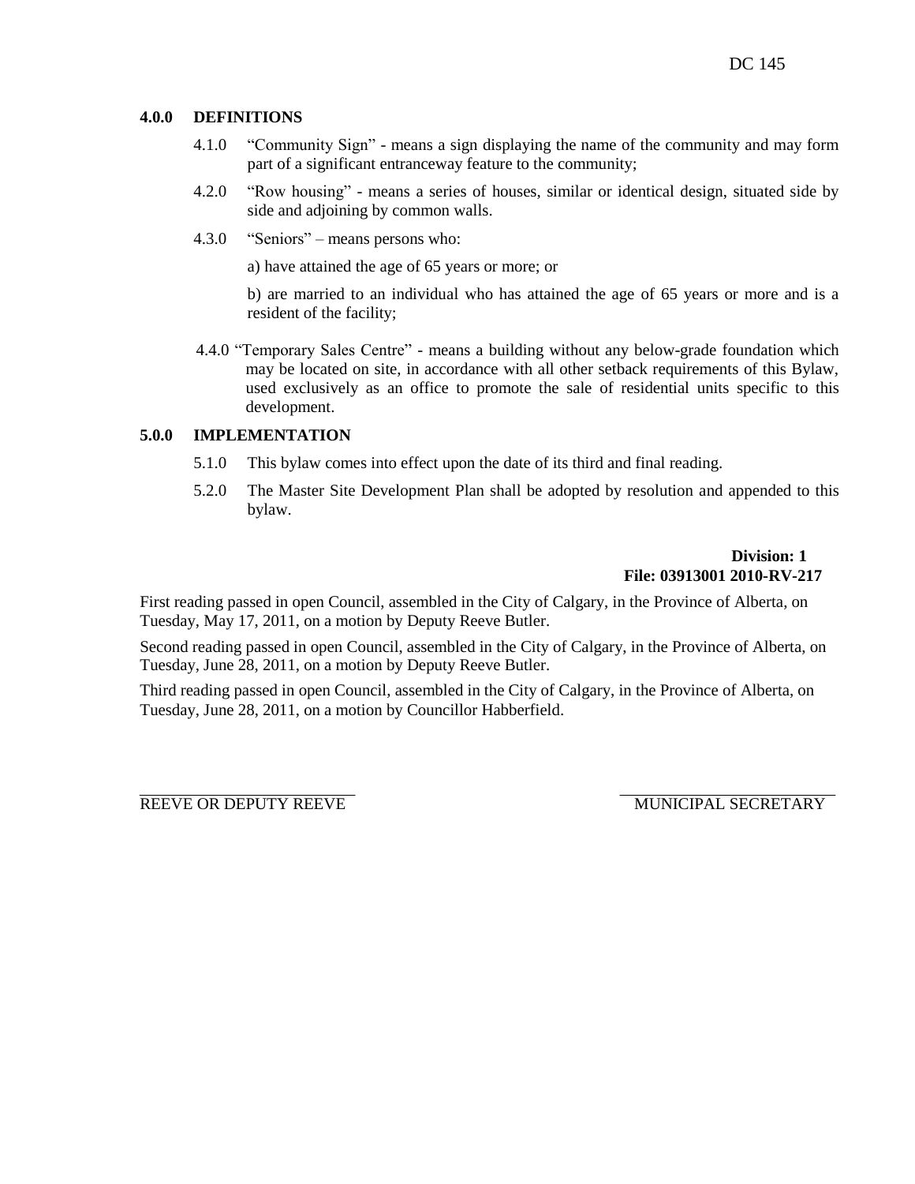## 4.0.0 DEFINITIONS

4.1.0 "Community Sign" - means a sign displaying the name of the community and may form part of a significant entranceway feature to the community;

4.2.0 "Row housing" - means a series of houses, similar or identical design, situated side by side and adjoining by common walls.

4.3.0 "Seniors" – means persons who:

a) have attained the age of 65 years or more; or

b) are married to an individual who has attained the age of 65 years or more and is a resident of the facility;

4.4.0 "Temporary Sales Centre" - means a building without any below-grade foundation which may be located on site, in accordance with all other setback requirements of this Bylaw, used exclusively as an office to promote the sale of residential units specific to this development.

## 5.0.0 IMPLEMENTATION

5.1.0 This bylaw comes into effect upon the date of its third and final reading.

5.2.0 The Master Site Development Plan shall be adopted by resolution and appended to this bylaw.

**Division: 1**
**File: 03913001 2010-RV-217**

First reading passed in open Council, assembled in the City of Calgary, in the Province of Alberta, on Tuesday, May 17, 2011, on a motion by Deputy Reeve Butler.

Second reading passed in open Council, assembled in the City of Calgary, in the Province of Alberta, on Tuesday, June 28, 2011, on a motion by Deputy Reeve Butler.

Third reading passed in open Council, assembled in the City of Calgary, in the Province of Alberta, on Tuesday, June 28, 2011, on a motion by Councillor Habberfield.

\_\_\_\_\_\_\_\_\_\_\_\_\_\_\_\_\_\_\_\_\_\_\_\_\_\_ \_\_\_\_\_\_\_\_\_\_\_\_\_\_\_\_\_\_\_\_\_\_\_\_\_\_
REEVE OR DEPUTY REEVE MUNICIPAL SECRETARY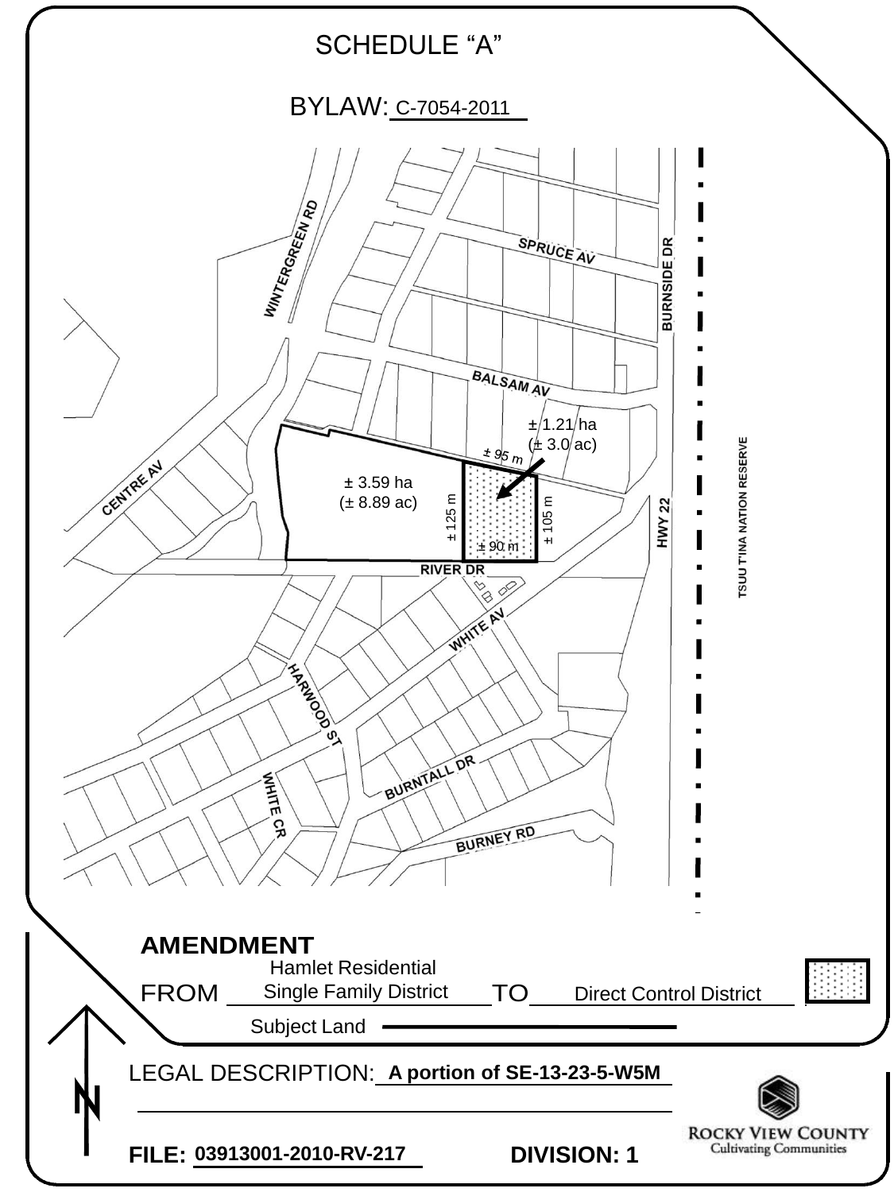# SCHEDULE “A”

BYLAW: C-7054-2011

WINTERGREEN RD

SPRUCE AV

BURNSIDE DR

BALSAM AV

CENTRE AV

± 1.21 ha
(± 3.0 ac)

± 95 m

± 3.59 ha
(± 8.89 ac)

± 125 m

± 105 m

± 90 m

HWY 22

TSUU T'INA NATION RESERVE

RIVER DR

WHITE AV

HARWOOD ST

WHITE CR

BURNTALL DR

BURNEY RD

**AMENDMENT**

FROM Hamlet Residential Single Family District TO Direct Control District

Subject Land

LEGAL DESCRIPTION: **A portion of SE-13-23-5-W5M**

**FILE:** **03913001-2010-RV-217**

**DIVISION: 1**

ROCKY VIEW COUNTY
Cultivating Communities